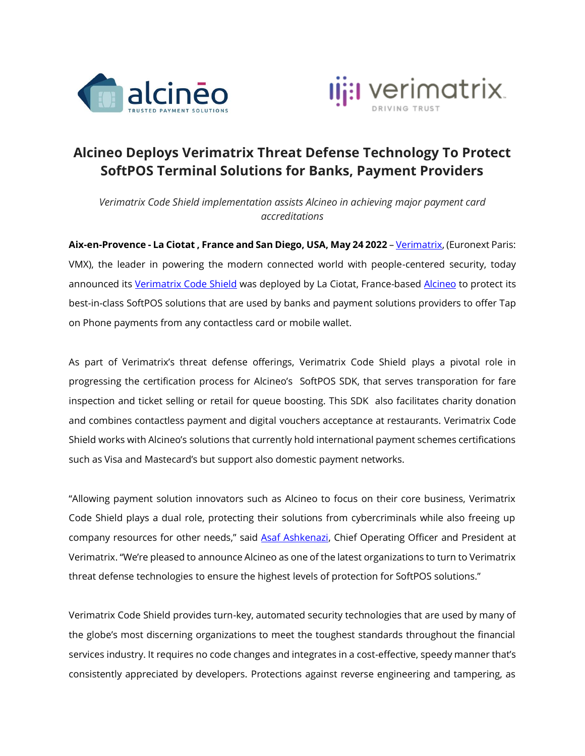# Alcineo Deploys Verimatrix Threat Defense Technology To Protect SoftPOS Terminal Solutions for Banks, Payment Providers

*Verimatrix Code Shield implementation assists Alcineo in achieving major payment card accreditations*

**Aix-en-Provence - La Ciotat , France and San Diego, USA, May 24 2022** – Verimatrix, (Euronext Paris: VMX), the leader in powering the modern connected world with people-centered security, today announced its Verimatrix Code Shield was deployed by La Ciotat, France-based Alcineo to protect its best-in-class SoftPOS solutions that are used by banks and payment solutions providers to offer Tap on Phone payments from any contactless card or mobile wallet.

As part of Verimatrix's threat defense offerings, Verimatrix Code Shield plays a pivotal role in progressing the certification process for Alcineo's SoftPOS SDK, that serves transporation for fare inspection and ticket selling or retail for queue boosting. This SDK also facilitates charity donation and combines contactless payment and digital vouchers acceptance at restaurants. Verimatrix Code Shield works with Alcineo's solutions that currently hold international payment schemes certifications such as Visa and Mastecard's but support also domestic payment networks.

"Allowing payment solution innovators such as Alcineo to focus on their core business, Verimatrix Code Shield plays a dual role, protecting their solutions from cybercriminals while also freeing up company resources for other needs," said Asaf Ashkenazi, Chief Operating Officer and President at Verimatrix. "We're pleased to announce Alcineo as one of the latest organizations to turn to Verimatrix threat defense technologies to ensure the highest levels of protection for SoftPOS solutions."

Verimatrix Code Shield provides turn-key, automated security technologies that are used by many of the globe's most discerning organizations to meet the toughest standards throughout the financial services industry. It requires no code changes and integrates in a cost-effective, speedy manner that's consistently appreciated by developers. Protections against reverse engineering and tampering, as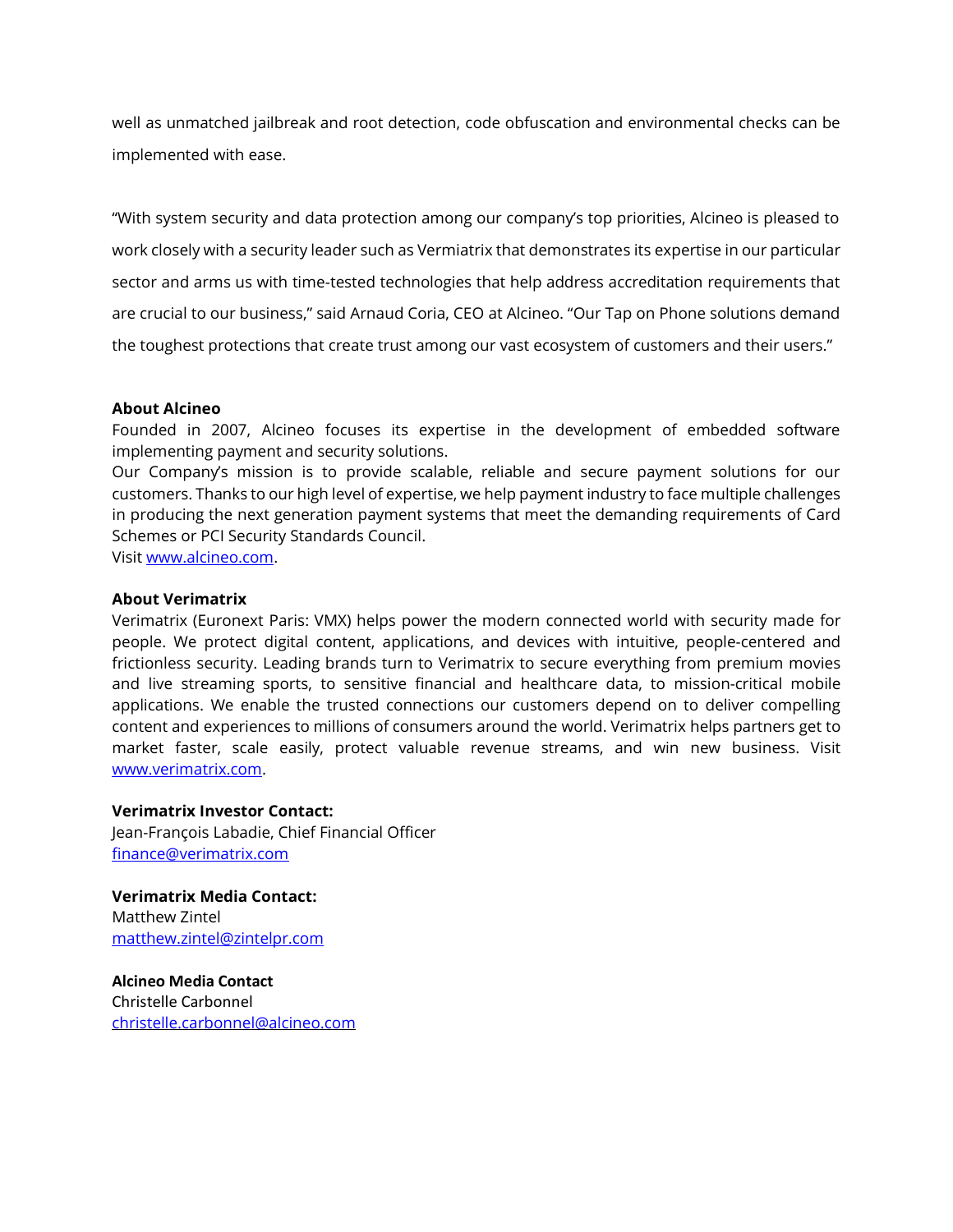well as unmatched jailbreak and root detection, code obfuscation and environmental checks can be implemented with ease.

"With system security and data protection among our company's top priorities, Alcineo is pleased to work closely with a security leader such as Vermiatrix that demonstrates its expertise in our particular sector and arms us with time-tested technologies that help address accreditation requirements that are crucial to our business," said Arnaud Coria, CEO at Alcineo. "Our Tap on Phone solutions demand the toughest protections that create trust among our vast ecosystem of customers and their users."

**About Alcineo**

Founded in 2007, Alcineo focuses its expertise in the development of embedded software implementing payment and security solutions.
Our Company's mission is to provide scalable, reliable and secure payment solutions for our customers. Thanks to our high level of expertise, we help payment industry to face multiple challenges in producing the next generation payment systems that meet the demanding requirements of Card Schemes or PCI Security Standards Council.
Visit [www.alcineo.com](http://www.alcineo.com).

**About Verimatrix**

Verimatrix (Euronext Paris: VMX) helps power the modern connected world with security made for people. We protect digital content, applications, and devices with intuitive, people-centered and frictionless security. Leading brands turn to Verimatrix to secure everything from premium movies and live streaming sports, to sensitive financial and healthcare data, to mission-critical mobile applications. We enable the trusted connections our customers depend on to deliver compelling content and experiences to millions of consumers around the world. Verimatrix helps partners get to market faster, scale easily, protect valuable revenue streams, and win new business. Visit [www.verimatrix.com](http://www.verimatrix.com).

**Verimatrix Investor Contact:**
Jean-François Labadie, Chief Financial Officer
[finance@verimatrix.com](mailto:finance@verimatrix.com)

**Verimatrix Media Contact:**
Matthew Zintel
[matthew.zintel@zintelpr.com](mailto:matthew.zintel@zintelpr.com)

**Alcineo Media Contact**
Christelle Carbonnel
[christelle.carbonnel@alcineo.com](mailto:christelle.carbonnel@alcineo.com)